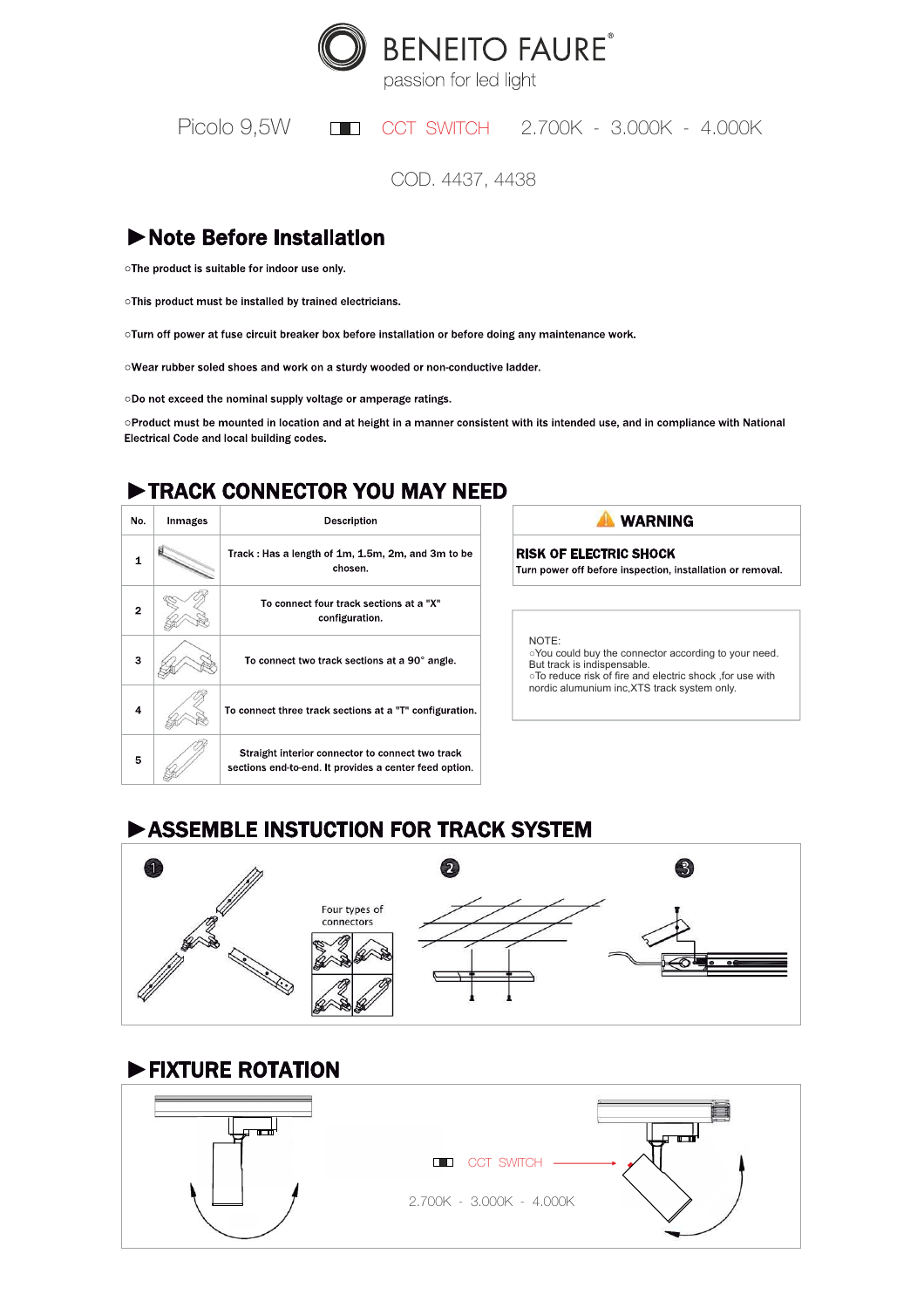# BENEITO FAURE®

passion for led light

Picolo 9,5W CCT SWITCH 2.700K - 3.000K - 4.000K

COD. 4437, 4438

## ►Note Before Installation

○The product is suitable for indoor use only.

○This product must be installed by trained electricians.

○Turn off power at fuse circuit breaker box before installation or before doing any maintenance work.

○Wear rubber soled shoes and work on a sturdy wooded or non-conductive ladder.

○Do not exceed the nominal supply voltage or amperage ratings.

○Product must be mounted in location and at height in a manner consistent with its intended use, and in compliance with National Electrical Code and local building codes.

## ►TRACK CONNECTOR YOU MAY NEED

| No. | Images | Description |
|---|---|---|
| 1 | | Track : Has a length of 1m, 1.5m, 2m, and 3m to be chosen. |
| 2 | | To connect four track sections at a "X" configuration. |
| 3 | | To connect two track sections at a 90° angle. |
| 4 | | To connect three track sections at a "T" configuration. |
| 5 | | Straight interior connector to connect two track sections end-to-end. It provides a center feed option. |

**WARNING**

**RISK OF ELECTRIC SHOCK**

Turn power off before inspection, installation or removal.

NOTE:
○You could buy the connector according to your need. But track is indispensable.
○To reduce risk of fire and electric shock ,for use with nordic alumunium inc,XTS track system only.

## ►ASSEMBLE INSTUCTION FOR TRACK SYSTEM

1 Four types of connectors

2

3

## ►FIXTURE ROTATION

CCT SWITCH

2.700K - 3.000K - 4.000K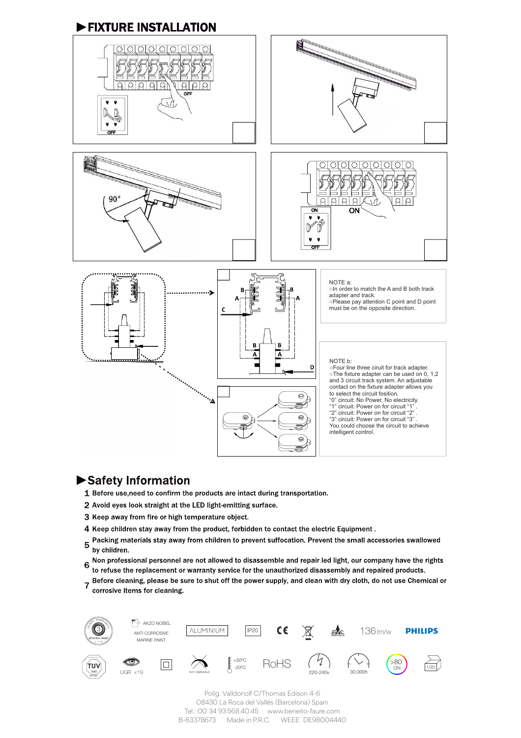## ▶FIXTURE INSTALLATION

OFF

OFF

90°

ON

ON

OFF

B B
A A
C
B B
A A
D

NOTE a:
○In order to match the A and B both track adapter and track.
○Please pay attention C point and D point must be on the opposite direction.

NOTE b:
○Four line three ciruit for track adapter.
○The fixture adapter can be used on 0, 1,2 and 3 circuit track system. An adjustable contact on the fixture adapter allows you to select the circuit fosition.
"0" circuit: No Power, No electricity.
"1" circuit: Power on for circuit "1" .
"2" circuit: Power on for circuit "2" .
"3" circuit: Power on for circuit "3" .
You could choose the circuit to achieve intelligent control.

## ▶Safety Information

1. Before use,need to confirm the products are intact during transportation.
2. Avoid eyes look straight at the LED light-emitting surface.
3. Keep away from fire or high temperature object.
4. Keep children stay away from the product, forbidden to contact the electric Equipment .
5. Packing materials stay away from children to prevent suffocation. Prevent the small accessories swallowed by children.
6. Non professional personnel are not allowed to disassemble and repair led light, our company have the rights to refuse the replacement or warranty service for the unauthorized disassembly and repaired products.
7. Before cleaning, please be sure to shut off the power supply, and clean with dry cloth, do not use Chemical or corrosive items for cleaning.

3 YEARS WARRANTY BENEITO FAURE

AKZO NOBEL ANTI CORROSIVE MARINE PAINT

ALUMINIUM

IP20

CE

EMC

136 lm/w

PHILIPS

TÜV

UGR <19

NOT DIMMABLE

+50ºC -20ºC

RoHS

220-240v

30.000h

>80 CRI

1/20

Polig. Valldoriolf C/Thomas Edison 4-6
08430 La Roca del Vallés (Barcelona) Spain
Tel.: 00 34 93.568.40.45 www.beneito-faure.com
B-63378673 Made in P.R.C. WEEE DE98004440